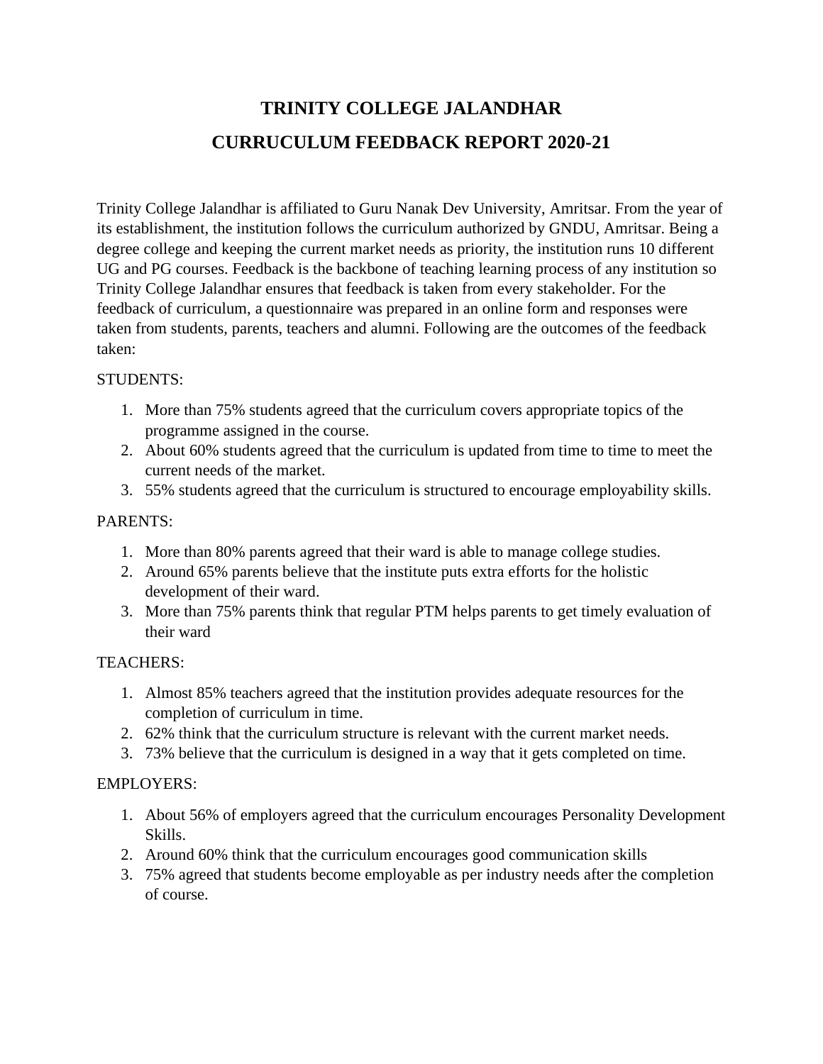# TRINITY COLLEGE JALANDHAR

# CURRUCULUM FEEDBACK REPORT 2020-21

Trinity College Jalandhar is affiliated to Guru Nanak Dev University, Amritsar. From the year of its establishment, the institution follows the curriculum authorized by GNDU, Amritsar. Being a degree college and keeping the current market needs as priority, the institution runs 10 different UG and PG courses. Feedback is the backbone of teaching learning process of any institution so Trinity College Jalandhar ensures that feedback is taken from every stakeholder. For the feedback of curriculum, a questionnaire was prepared in an online form and responses were taken from students, parents, teachers and alumni. Following are the outcomes of the feedback taken:

STUDENTS:

1. More than 75% students agreed that the curriculum covers appropriate topics of the programme assigned in the course.
2. About 60% students agreed that the curriculum is updated from time to time to meet the current needs of the market.
3. 55% students agreed that the curriculum is structured to encourage employability skills.

PARENTS:

1. More than 80% parents agreed that their ward is able to manage college studies.
2. Around 65% parents believe that the institute puts extra efforts for the holistic development of their ward.
3. More than 75% parents think that regular PTM helps parents to get timely evaluation of their ward

TEACHERS:

1. Almost 85% teachers agreed that the institution provides adequate resources for the completion of curriculum in time.
2. 62% think that the curriculum structure is relevant with the current market needs.
3. 73% believe that the curriculum is designed in a way that it gets completed on time.

EMPLOYERS:

1. About 56% of employers agreed that the curriculum encourages Personality Development Skills.
2. Around 60% think that the curriculum encourages good communication skills
3. 75% agreed that students become employable as per industry needs after the completion of course.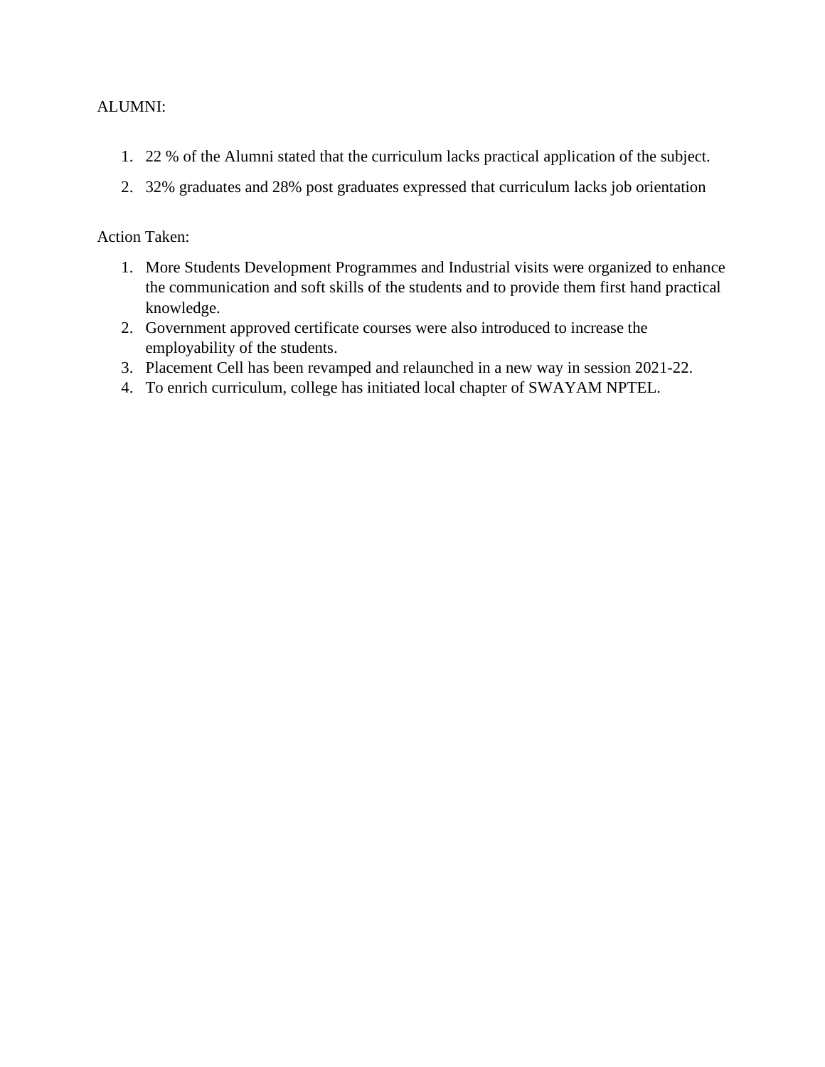ALUMNI:

1. 22 % of the Alumni stated that the curriculum lacks practical application of the subject.
2. 32% graduates and 28% post graduates expressed that curriculum lacks job orientation

Action Taken:

1. More Students Development Programmes and Industrial visits were organized to enhance the communication and soft skills of the students and to provide them first hand practical knowledge.
2. Government approved certificate courses were also introduced to increase the employability of the students.
3. Placement Cell has been revamped and relaunched in a new way in session 2021-22.
4. To enrich curriculum, college has initiated local chapter of SWAYAM NPTEL.